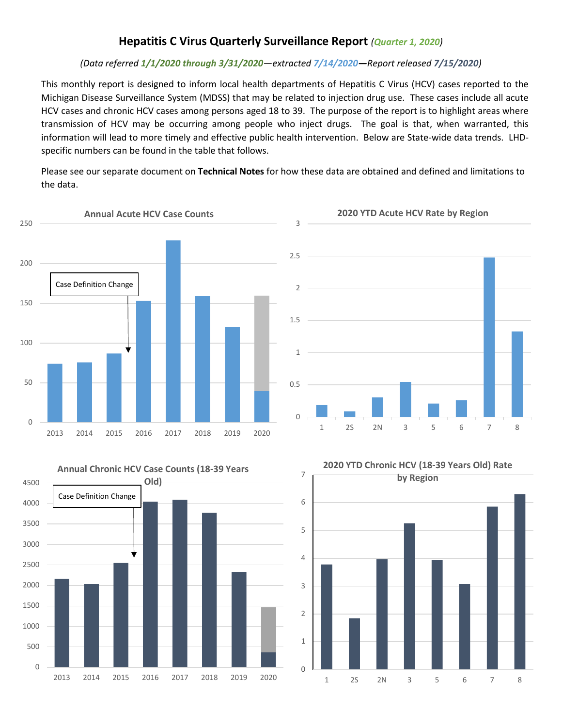# Hepatitis C Virus Quarterly Surveillance Report *(Quarter 1, 2020)*

*(Data referred **1/1/2020 through 3/31/2020**—extracted **7/14/2020**—Report released **7/15/2020**)*

This monthly report is designed to inform local health departments of Hepatitis C Virus (HCV) cases reported to the Michigan Disease Surveillance System (MDSS) that may be related to injection drug use. These cases include all acute HCV cases and chronic HCV cases among persons aged 18 to 39. The purpose of the report is to highlight areas where transmission of HCV may be occurring among people who inject drugs. The goal is that, when warranted, this information will lead to more timely and effective public health intervention. Below are State-wide data trends. LHD-specific numbers can be found in the table that follows.

Please see our separate document on **Technical Notes** for how these data are obtained and defined and limitations to the data.

**Annual Acute HCV Case Counts**

Case Definition Change

| Year | 2013 | 2014 | 2015 | 2016 | 2017 | 2018 | 2019 | 2020 |
|---|---|---|---|---|---|---|---|---|

**2020 YTD Acute HCV Rate by Region**

| Region | 1 | 2S | 2N | 3 | 5 | 6 | 7 | 8 |
|---|---|---|---|---|---|---|---|---|

**Annual Chronic HCV Case Counts (18-39 Years Old)**

Case Definition Change

| Year | 2013 | 2014 | 2015 | 2016 | 2017 | 2018 | 2019 | 2020 |
|---|---|---|---|---|---|---|---|---|

**2020 YTD Chronic HCV (18-39 Years Old) Rate by Region**

| Region | 1 | 2S | 2N | 3 | 5 | 6 | 7 | 8 |
|---|---|---|---|---|---|---|---|---|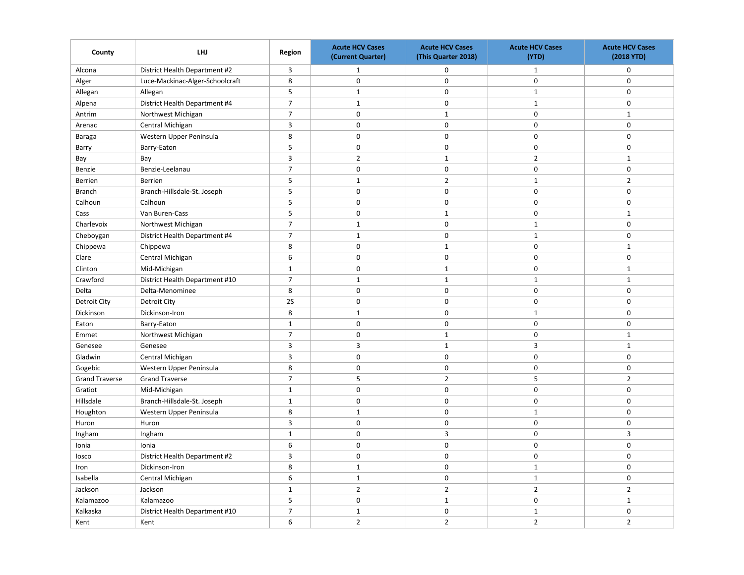| County | LHJ | Region | Acute HCV Cases (Current Quarter) | Acute HCV Cases (This Quarter 2018) | Acute HCV Cases (YTD) | Acute HCV Cases (2018 YTD) |
|---|---|---|---|---|---|---|
| Alcona | District Health Department #2 | 3 | 1 | 0 | 1 | 0 |
| Alger | Luce-Mackinac-Alger-Schoolcraft | 8 | 0 | 0 | 0 | 0 |
| Allegan | Allegan | 5 | 1 | 0 | 1 | 0 |
| Alpena | District Health Department #4 | 7 | 1 | 0 | 1 | 0 |
| Antrim | Northwest Michigan | 7 | 0 | 1 | 0 | 1 |
| Arenac | Central Michigan | 3 | 0 | 0 | 0 | 0 |
| Baraga | Western Upper Peninsula | 8 | 0 | 0 | 0 | 0 |
| Barry | Barry-Eaton | 5 | 0 | 0 | 0 | 0 |
| Bay | Bay | 3 | 2 | 1 | 2 | 1 |
| Benzie | Benzie-Leelanau | 7 | 0 | 0 | 0 | 0 |
| Berrien | Berrien | 5 | 1 | 2 | 1 | 2 |
| Branch | Branch-Hillsdale-St. Joseph | 5 | 0 | 0 | 0 | 0 |
| Calhoun | Calhoun | 5 | 0 | 0 | 0 | 0 |
| Cass | Van Buren-Cass | 5 | 0 | 1 | 0 | 1 |
| Charlevoix | Northwest Michigan | 7 | 1 | 0 | 1 | 0 |
| Cheboygan | District Health Department #4 | 7 | 1 | 0 | 1 | 0 |
| Chippewa | Chippewa | 8 | 0 | 1 | 0 | 1 |
| Clare | Central Michigan | 6 | 0 | 0 | 0 | 0 |
| Clinton | Mid-Michigan | 1 | 0 | 1 | 0 | 1 |
| Crawford | District Health Department #10 | 7 | 1 | 1 | 1 | 1 |
| Delta | Delta-Menominee | 8 | 0 | 0 | 0 | 0 |
| Detroit City | Detroit City | 2S | 0 | 0 | 0 | 0 |
| Dickinson | Dickinson-Iron | 8 | 1 | 0 | 1 | 0 |
| Eaton | Barry-Eaton | 1 | 0 | 0 | 0 | 0 |
| Emmet | Northwest Michigan | 7 | 0 | 1 | 0 | 1 |
| Genesee | Genesee | 3 | 3 | 1 | 3 | 1 |
| Gladwin | Central Michigan | 3 | 0 | 0 | 0 | 0 |
| Gogebic | Western Upper Peninsula | 8 | 0 | 0 | 0 | 0 |
| Grand Traverse | Grand Traverse | 7 | 5 | 2 | 5 | 2 |
| Gratiot | Mid-Michigan | 1 | 0 | 0 | 0 | 0 |
| Hillsdale | Branch-Hillsdale-St. Joseph | 1 | 0 | 0 | 0 | 0 |
| Houghton | Western Upper Peninsula | 8 | 1 | 0 | 1 | 0 |
| Huron | Huron | 3 | 0 | 0 | 0 | 0 |
| Ingham | Ingham | 1 | 0 | 3 | 0 | 3 |
| Ionia | Ionia | 6 | 0 | 0 | 0 | 0 |
| Iosco | District Health Department #2 | 3 | 0 | 0 | 0 | 0 |
| Iron | Dickinson-Iron | 8 | 1 | 0 | 1 | 0 |
| Isabella | Central Michigan | 6 | 1 | 0 | 1 | 0 |
| Jackson | Jackson | 1 | 2 | 2 | 2 | 2 |
| Kalamazoo | Kalamazoo | 5 | 0 | 1 | 0 | 1 |
| Kalkaska | District Health Department #10 | 7 | 1 | 0 | 1 | 0 |
| Kent | Kent | 6 | 2 | 2 | 2 | 2 |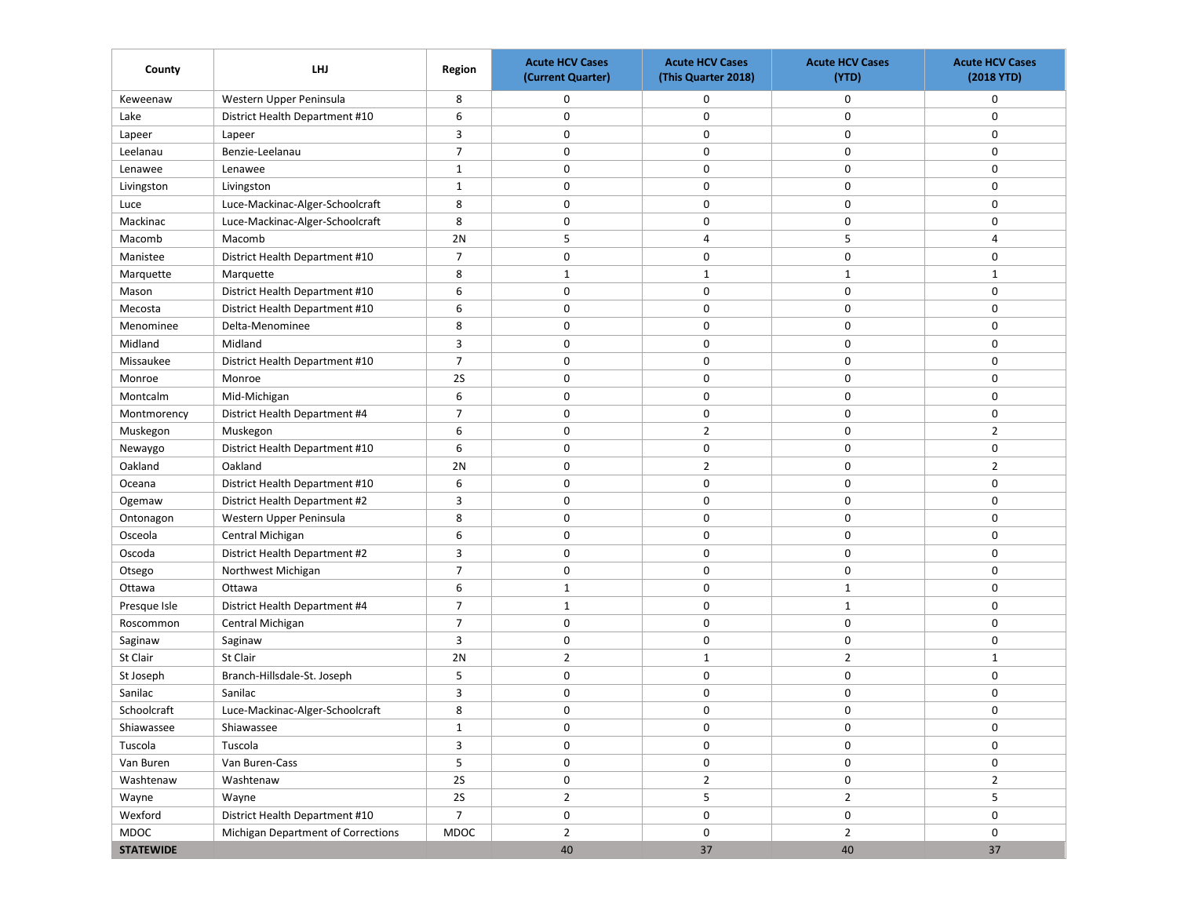| County | LHJ | Region | Acute HCV Cases (Current Quarter) | Acute HCV Cases (This Quarter 2018) | Acute HCV Cases (YTD) | Acute HCV Cases (2018 YTD) |
|---|---|---|---|---|---|---|
| Keweenaw | Western Upper Peninsula | 8 | 0 | 0 | 0 | 0 |
| Lake | District Health Department #10 | 6 | 0 | 0 | 0 | 0 |
| Lapeer | Lapeer | 3 | 0 | 0 | 0 | 0 |
| Leelanau | Benzie-Leelanau | 7 | 0 | 0 | 0 | 0 |
| Lenawee | Lenawee | 1 | 0 | 0 | 0 | 0 |
| Livingston | Livingston | 1 | 0 | 0 | 0 | 0 |
| Luce | Luce-Mackinac-Alger-Schoolcraft | 8 | 0 | 0 | 0 | 0 |
| Mackinac | Luce-Mackinac-Alger-Schoolcraft | 8 | 0 | 0 | 0 | 0 |
| Macomb | Macomb | 2N | 5 | 4 | 5 | 4 |
| Manistee | District Health Department #10 | 7 | 0 | 0 | 0 | 0 |
| Marquette | Marquette | 8 | 1 | 1 | 1 | 1 |
| Mason | District Health Department #10 | 6 | 0 | 0 | 0 | 0 |
| Mecosta | District Health Department #10 | 6 | 0 | 0 | 0 | 0 |
| Menominee | Delta-Menominee | 8 | 0 | 0 | 0 | 0 |
| Midland | Midland | 3 | 0 | 0 | 0 | 0 |
| Missaukee | District Health Department #10 | 7 | 0 | 0 | 0 | 0 |
| Monroe | Monroe | 2S | 0 | 0 | 0 | 0 |
| Montcalm | Mid-Michigan | 6 | 0 | 0 | 0 | 0 |
| Montmorency | District Health Department #4 | 7 | 0 | 0 | 0 | 0 |
| Muskegon | Muskegon | 6 | 0 | 2 | 0 | 2 |
| Newaygo | District Health Department #10 | 6 | 0 | 0 | 0 | 0 |
| Oakland | Oakland | 2N | 0 | 2 | 0 | 2 |
| Oceana | District Health Department #10 | 6 | 0 | 0 | 0 | 0 |
| Ogemaw | District Health Department #2 | 3 | 0 | 0 | 0 | 0 |
| Ontonagon | Western Upper Peninsula | 8 | 0 | 0 | 0 | 0 |
| Osceola | Central Michigan | 6 | 0 | 0 | 0 | 0 |
| Oscoda | District Health Department #2 | 3 | 0 | 0 | 0 | 0 |
| Otsego | Northwest Michigan | 7 | 0 | 0 | 0 | 0 |
| Ottawa | Ottawa | 6 | 1 | 0 | 1 | 0 |
| Presque Isle | District Health Department #4 | 7 | 1 | 0 | 1 | 0 |
| Roscommon | Central Michigan | 7 | 0 | 0 | 0 | 0 |
| Saginaw | Saginaw | 3 | 0 | 0 | 0 | 0 |
| St Clair | St Clair | 2N | 2 | 1 | 2 | 1 |
| St Joseph | Branch-Hillsdale-St. Joseph | 5 | 0 | 0 | 0 | 0 |
| Sanilac | Sanilac | 3 | 0 | 0 | 0 | 0 |
| Schoolcraft | Luce-Mackinac-Alger-Schoolcraft | 8 | 0 | 0 | 0 | 0 |
| Shiawassee | Shiawassee | 1 | 0 | 0 | 0 | 0 |
| Tuscola | Tuscola | 3 | 0 | 0 | 0 | 0 |
| Van Buren | Van Buren-Cass | 5 | 0 | 0 | 0 | 0 |
| Washtenaw | Washtenaw | 2S | 0 | 2 | 0 | 2 |
| Wayne | Wayne | 2S | 2 | 5 | 2 | 5 |
| Wexford | District Health Department #10 | 7 | 0 | 0 | 0 | 0 |
| MDOC | Michigan Department of Corrections | MDOC | 2 | 0 | 2 | 0 |
| **STATEWIDE** | | | 40 | 37 | 40 | 37 |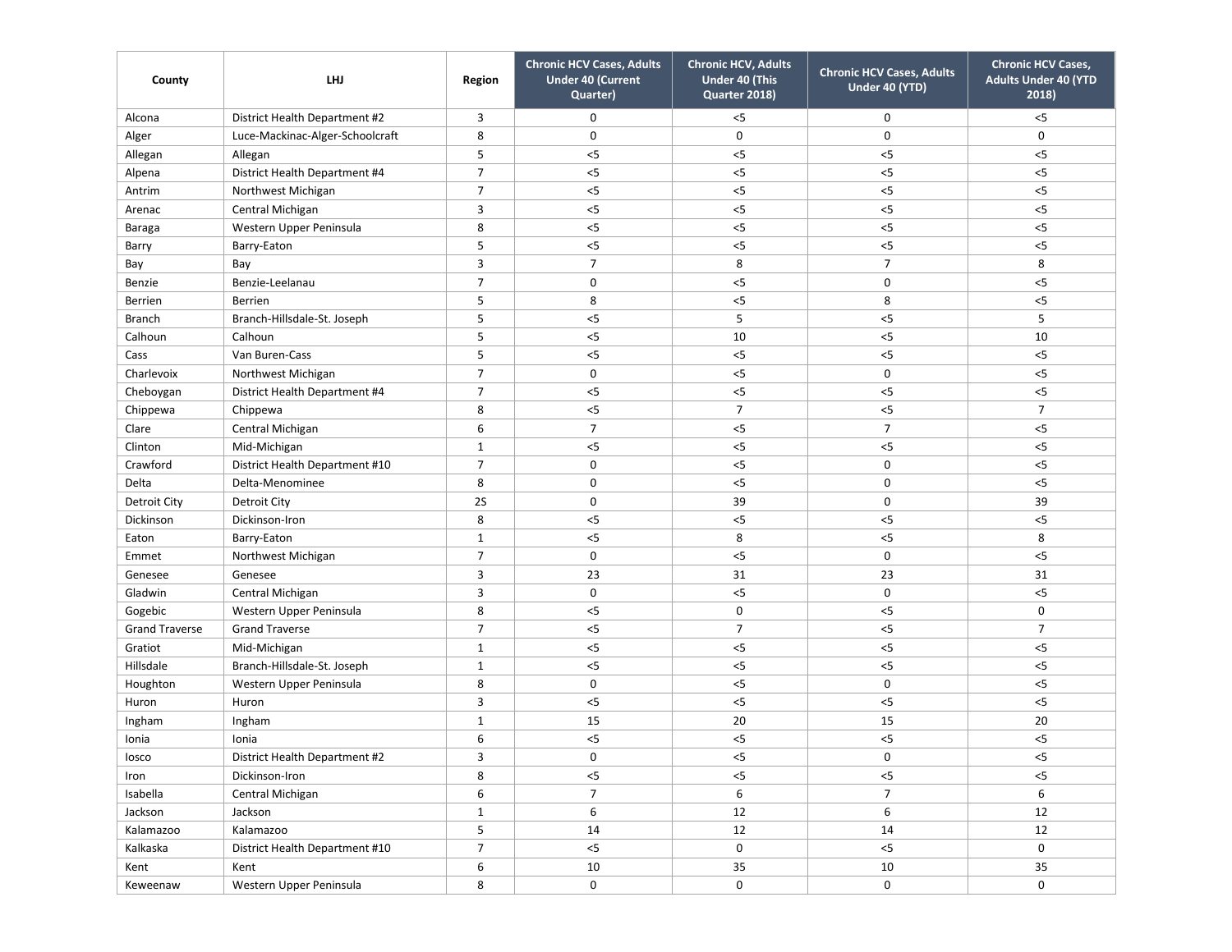| County | LHJ | Region | Chronic HCV Cases, Adults Under 40 (Current Quarter) | Chronic HCV, Adults Under 40 (This Quarter 2018) | Chronic HCV Cases, Adults Under 40 (YTD) | Chronic HCV Cases, Adults Under 40 (YTD 2018) |
|---|---|---|---|---|---|---|
| Alcona | District Health Department #2 | 3 | 0 | <5 | 0 | <5 |
| Alger | Luce-Mackinac-Alger-Schoolcraft | 8 | 0 | 0 | 0 | 0 |
| Allegan | Allegan | 5 | <5 | <5 | <5 | <5 |
| Alpena | District Health Department #4 | 7 | <5 | <5 | <5 | <5 |
| Antrim | Northwest Michigan | 7 | <5 | <5 | <5 | <5 |
| Arenac | Central Michigan | 3 | <5 | <5 | <5 | <5 |
| Baraga | Western Upper Peninsula | 8 | <5 | <5 | <5 | <5 |
| Barry | Barry-Eaton | 5 | <5 | <5 | <5 | <5 |
| Bay | Bay | 3 | 7 | 8 | 7 | 8 |
| Benzie | Benzie-Leelanau | 7 | 0 | <5 | 0 | <5 |
| Berrien | Berrien | 5 | 8 | <5 | 8 | <5 |
| Branch | Branch-Hillsdale-St. Joseph | 5 | <5 | 5 | <5 | 5 |
| Calhoun | Calhoun | 5 | <5 | 10 | <5 | 10 |
| Cass | Van Buren-Cass | 5 | <5 | <5 | <5 | <5 |
| Charlevoix | Northwest Michigan | 7 | 0 | <5 | 0 | <5 |
| Cheboygan | District Health Department #4 | 7 | <5 | <5 | <5 | <5 |
| Chippewa | Chippewa | 8 | <5 | 7 | <5 | 7 |
| Clare | Central Michigan | 6 | 7 | <5 | 7 | <5 |
| Clinton | Mid-Michigan | 1 | <5 | <5 | <5 | <5 |
| Crawford | District Health Department #10 | 7 | 0 | <5 | 0 | <5 |
| Delta | Delta-Menominee | 8 | 0 | <5 | 0 | <5 |
| Detroit City | Detroit City | 2S | 0 | 39 | 0 | 39 |
| Dickinson | Dickinson-Iron | 8 | <5 | <5 | <5 | <5 |
| Eaton | Barry-Eaton | 1 | <5 | 8 | <5 | 8 |
| Emmet | Northwest Michigan | 7 | 0 | <5 | 0 | <5 |
| Genesee | Genesee | 3 | 23 | 31 | 23 | 31 |
| Gladwin | Central Michigan | 3 | 0 | <5 | 0 | <5 |
| Gogebic | Western Upper Peninsula | 8 | <5 | 0 | <5 | 0 |
| Grand Traverse | Grand Traverse | 7 | <5 | 7 | <5 | 7 |
| Gratiot | Mid-Michigan | 1 | <5 | <5 | <5 | <5 |
| Hillsdale | Branch-Hillsdale-St. Joseph | 1 | <5 | <5 | <5 | <5 |
| Houghton | Western Upper Peninsula | 8 | 0 | <5 | 0 | <5 |
| Huron | Huron | 3 | <5 | <5 | <5 | <5 |
| Ingham | Ingham | 1 | 15 | 20 | 15 | 20 |
| Ionia | Ionia | 6 | <5 | <5 | <5 | <5 |
| Iosco | District Health Department #2 | 3 | 0 | <5 | 0 | <5 |
| Iron | Dickinson-Iron | 8 | <5 | <5 | <5 | <5 |
| Isabella | Central Michigan | 6 | 7 | 6 | 7 | 6 |
| Jackson | Jackson | 1 | 6 | 12 | 6 | 12 |
| Kalamazoo | Kalamazoo | 5 | 14 | 12 | 14 | 12 |
| Kalkaska | District Health Department #10 | 7 | <5 | 0 | <5 | 0 |
| Kent | Kent | 6 | 10 | 35 | 10 | 35 |
| Keweenaw | Western Upper Peninsula | 8 | 0 | 0 | 0 | 0 |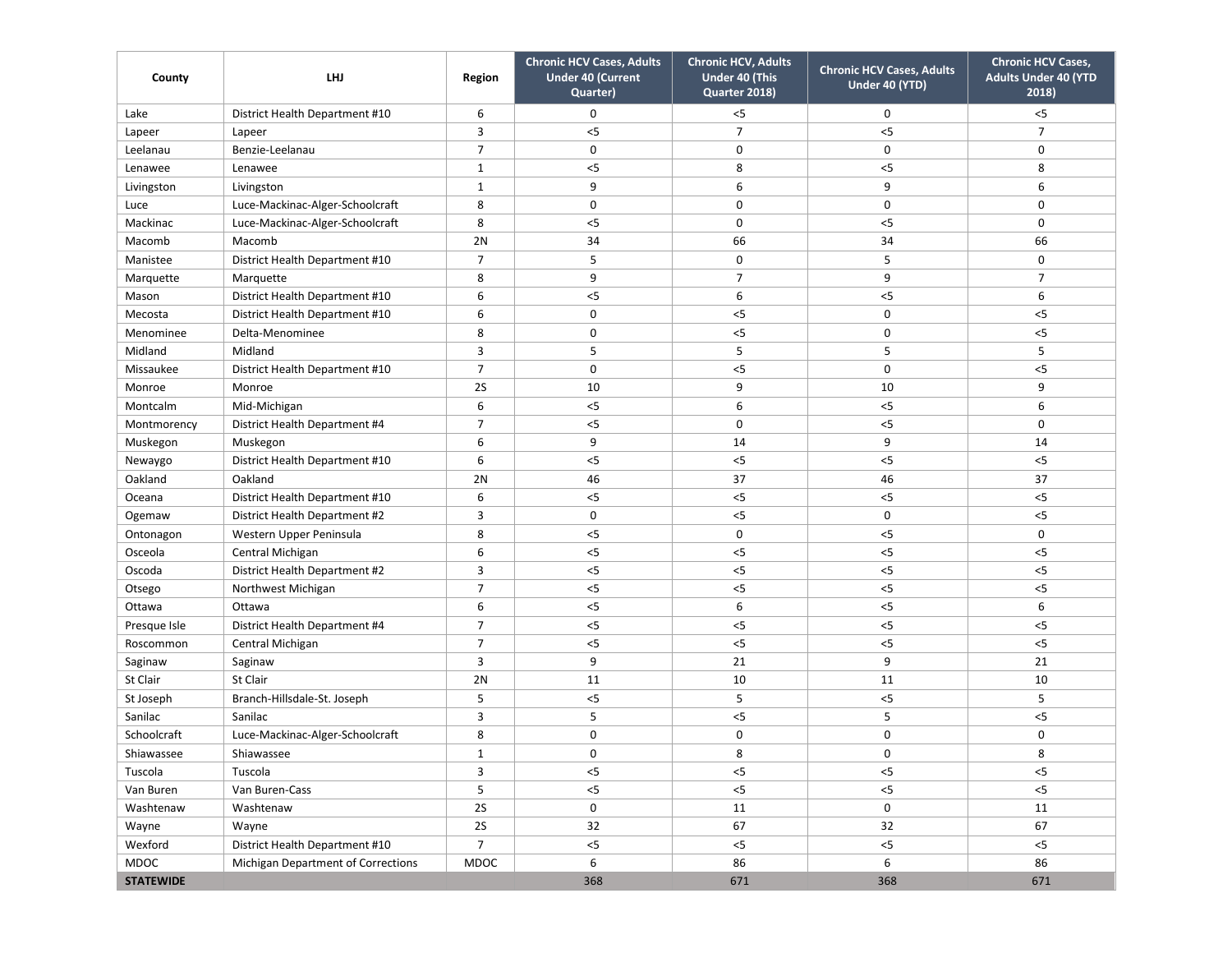| County | LHJ | Region | Chronic HCV Cases, Adults Under 40 (Current Quarter) | Chronic HCV, Adults Under 40 (This Quarter 2018) | Chronic HCV Cases, Adults Under 40 (YTD) | Chronic HCV Cases, Adults Under 40 (YTD 2018) |
|---|---|---|---|---|---|---|
| Lake | District Health Department #10 | 6 | 0 | <5 | 0 | <5 |
| Lapeer | Lapeer | 3 | <5 | 7 | <5 | 7 |
| Leelanau | Benzie-Leelanau | 7 | 0 | 0 | 0 | 0 |
| Lenawee | Lenawee | 1 | <5 | 8 | <5 | 8 |
| Livingston | Livingston | 1 | 9 | 6 | 9 | 6 |
| Luce | Luce-Mackinac-Alger-Schoolcraft | 8 | 0 | 0 | 0 | 0 |
| Mackinac | Luce-Mackinac-Alger-Schoolcraft | 8 | <5 | 0 | <5 | 0 |
| Macomb | Macomb | 2N | 34 | 66 | 34 | 66 |
| Manistee | District Health Department #10 | 7 | 5 | 0 | 5 | 0 |
| Marquette | Marquette | 8 | 9 | 7 | 9 | 7 |
| Mason | District Health Department #10 | 6 | <5 | 6 | <5 | 6 |
| Mecosta | District Health Department #10 | 6 | 0 | <5 | 0 | <5 |
| Menominee | Delta-Menominee | 8 | 0 | <5 | 0 | <5 |
| Midland | Midland | 3 | 5 | 5 | 5 | 5 |
| Missaukee | District Health Department #10 | 7 | 0 | <5 | 0 | <5 |
| Monroe | Monroe | 2S | 10 | 9 | 10 | 9 |
| Montcalm | Mid-Michigan | 6 | <5 | 6 | <5 | 6 |
| Montmorency | District Health Department #4 | 7 | <5 | 0 | <5 | 0 |
| Muskegon | Muskegon | 6 | 9 | 14 | 9 | 14 |
| Newaygo | District Health Department #10 | 6 | <5 | <5 | <5 | <5 |
| Oakland | Oakland | 2N | 46 | 37 | 46 | 37 |
| Oceana | District Health Department #10 | 6 | <5 | <5 | <5 | <5 |
| Ogemaw | District Health Department #2 | 3 | 0 | <5 | 0 | <5 |
| Ontonagon | Western Upper Peninsula | 8 | <5 | 0 | <5 | 0 |
| Osceola | Central Michigan | 6 | <5 | <5 | <5 | <5 |
| Oscoda | District Health Department #2 | 3 | <5 | <5 | <5 | <5 |
| Otsego | Northwest Michigan | 7 | <5 | <5 | <5 | <5 |
| Ottawa | Ottawa | 6 | <5 | 6 | <5 | 6 |
| Presque Isle | District Health Department #4 | 7 | <5 | <5 | <5 | <5 |
| Roscommon | Central Michigan | 7 | <5 | <5 | <5 | <5 |
| Saginaw | Saginaw | 3 | 9 | 21 | 9 | 21 |
| St Clair | St Clair | 2N | 11 | 10 | 11 | 10 |
| St Joseph | Branch-Hillsdale-St. Joseph | 5 | <5 | 5 | <5 | 5 |
| Sanilac | Sanilac | 3 | 5 | <5 | 5 | <5 |
| Schoolcraft | Luce-Mackinac-Alger-Schoolcraft | 8 | 0 | 0 | 0 | 0 |
| Shiawassee | Shiawassee | 1 | 0 | 8 | 0 | 8 |
| Tuscola | Tuscola | 3 | <5 | <5 | <5 | <5 |
| Van Buren | Van Buren-Cass | 5 | <5 | <5 | <5 | <5 |
| Washtenaw | Washtenaw | 2S | 0 | 11 | 0 | 11 |
| Wayne | Wayne | 2S | 32 | 67 | 32 | 67 |
| Wexford | District Health Department #10 | 7 | <5 | <5 | <5 | <5 |
| MDOC | Michigan Department of Corrections | MDOC | 6 | 86 | 6 | 86 |
| **STATEWIDE** | | | 368 | 671 | 368 | 671 |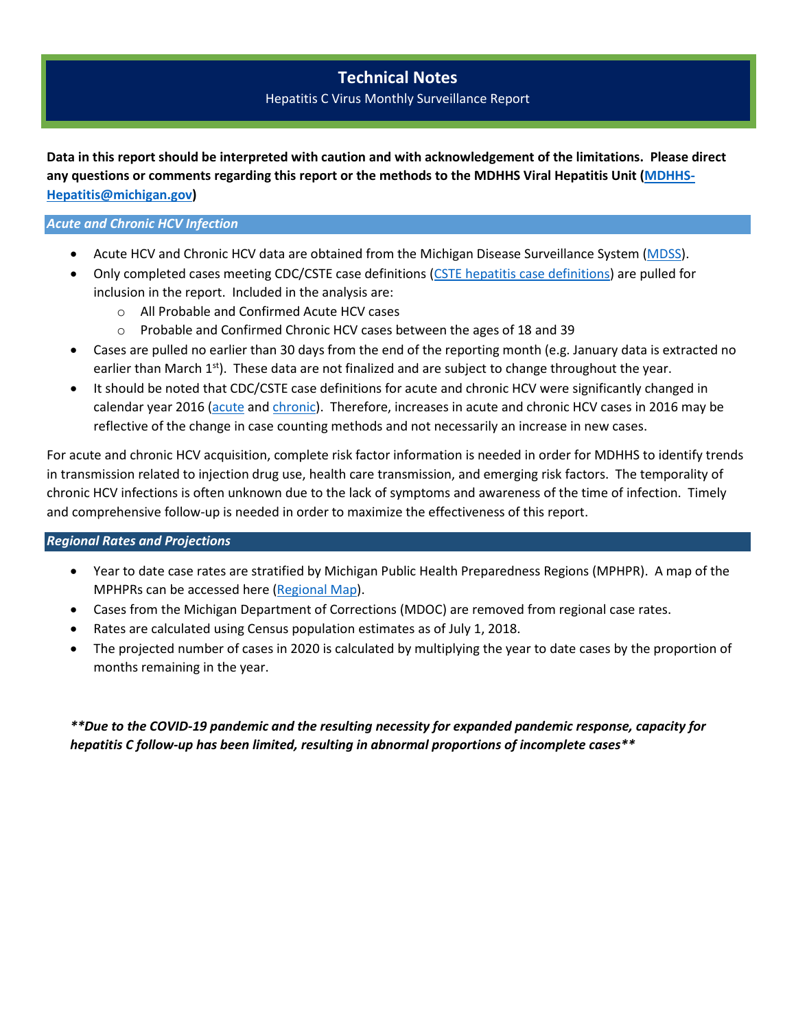# Technical Notes

Hepatitis C Virus Monthly Surveillance Report

**Data in this report should be interpreted with caution and with acknowledgement of the limitations. Please direct any questions or comments regarding this report or the methods to the MDHHS Viral Hepatitis Unit (MDHHS-Hepatitis@michigan.gov)**

## *Acute and Chronic HCV Infection*

- Acute HCV and Chronic HCV data are obtained from the Michigan Disease Surveillance System (MDSS).
- Only completed cases meeting CDC/CSTE case definitions (CSTE hepatitis case definitions) are pulled for inclusion in the report. Included in the analysis are:
  - All Probable and Confirmed Acute HCV cases
  - Probable and Confirmed Chronic HCV cases between the ages of 18 and 39
- Cases are pulled no earlier than 30 days from the end of the reporting month (e.g. January data is extracted no earlier than March 1st). These data are not finalized and are subject to change throughout the year.
- It should be noted that CDC/CSTE case definitions for acute and chronic HCV were significantly changed in calendar year 2016 (acute and chronic). Therefore, increases in acute and chronic HCV cases in 2016 may be reflective of the change in case counting methods and not necessarily an increase in new cases.

For acute and chronic HCV acquisition, complete risk factor information is needed in order for MDHHS to identify trends in transmission related to injection drug use, health care transmission, and emerging risk factors. The temporality of chronic HCV infections is often unknown due to the lack of symptoms and awareness of the time of infection. Timely and comprehensive follow-up is needed in order to maximize the effectiveness of this report.

## *Regional Rates and Projections*

- Year to date case rates are stratified by Michigan Public Health Preparedness Regions (MPHPR). A map of the MPHPRs can be accessed here (Regional Map).
- Cases from the Michigan Department of Corrections (MDOC) are removed from regional case rates.
- Rates are calculated using Census population estimates as of July 1, 2018.
- The projected number of cases in 2020 is calculated by multiplying the year to date cases by the proportion of months remaining in the year.

***\*\*Due to the COVID-19 pandemic and the resulting necessity for expanded pandemic response, capacity for hepatitis C follow-up has been limited, resulting in abnormal proportions of incomplete cases\*\****